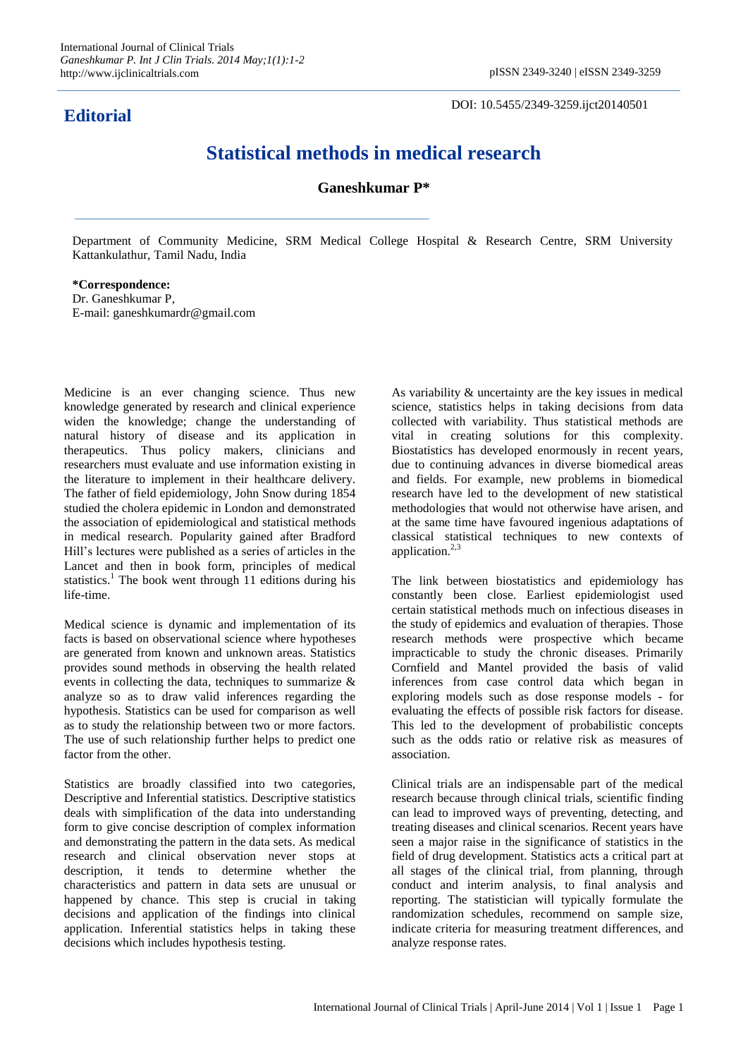**Editorial**

DOI: 10.5455/2349-3259.ijct20140501

# Statistical methods in medical research

**Ganeshkumar P***

Department of Community Medicine, SRM Medical College Hospital & Research Centre, SRM University Kattankulathur, Tamil Nadu, India

**\*Correspondence:**
Dr. Ganeshkumar P,
E-mail: ganeshkumardr@gmail.com

Medicine is an ever changing science. Thus new knowledge generated by research and clinical experience widen the knowledge; change the understanding of natural history of disease and its application in therapeutics. Thus policy makers, clinicians and researchers must evaluate and use information existing in the literature to implement in their healthcare delivery. The father of field epidemiology, John Snow during 1854 studied the cholera epidemic in London and demonstrated the association of epidemiological and statistical methods in medical research. Popularity gained after Bradford Hill's lectures were published as a series of articles in the Lancet and then in book form, principles of medical statistics.[1] The book went through 11 editions during his life-time.

Medical science is dynamic and implementation of its facts is based on observational science where hypotheses are generated from known and unknown areas. Statistics provides sound methods in observing the health related events in collecting the data, techniques to summarize & analyze so as to draw valid inferences regarding the hypothesis. Statistics can be used for comparison as well as to study the relationship between two or more factors. The use of such relationship further helps to predict one factor from the other.

Statistics are broadly classified into two categories, Descriptive and Inferential statistics. Descriptive statistics deals with simplification of the data into understanding form to give concise description of complex information and demonstrating the pattern in the data sets. As medical research and clinical observation never stops at description, it tends to determine whether the characteristics and pattern in data sets are unusual or happened by chance. This step is crucial in taking decisions and application of the findings into clinical application. Inferential statistics helps in taking these decisions which includes hypothesis testing.

As variability & uncertainty are the key issues in medical science, statistics helps in taking decisions from data collected with variability. Thus statistical methods are vital in creating solutions for this complexity. Biostatistics has developed enormously in recent years, due to continuing advances in diverse biomedical areas and fields. For example, new problems in biomedical research have led to the development of new statistical methodologies that would not otherwise have arisen, and at the same time have favoured ingenious adaptations of classical statistical techniques to new contexts of application.[2,3]

The link between biostatistics and epidemiology has constantly been close. Earliest epidemiologist used certain statistical methods much on infectious diseases in the study of epidemics and evaluation of therapies. Those research methods were prospective which became impracticable to study the chronic diseases. Primarily Cornfield and Mantel provided the basis of valid inferences from case control data which began in exploring models such as dose response models - for evaluating the effects of possible risk factors for disease. This led to the development of probabilistic concepts such as the odds ratio or relative risk as measures of association.

Clinical trials are an indispensable part of the medical research because through clinical trials, scientific finding can lead to improved ways of preventing, detecting, and treating diseases and clinical scenarios. Recent years have seen a major raise in the significance of statistics in the field of drug development. Statistics acts a critical part at all stages of the clinical trial, from planning, through conduct and interim analysis, to final analysis and reporting. The statistician will typically formulate the randomization schedules, recommend on sample size, indicate criteria for measuring treatment differences, and analyze response rates.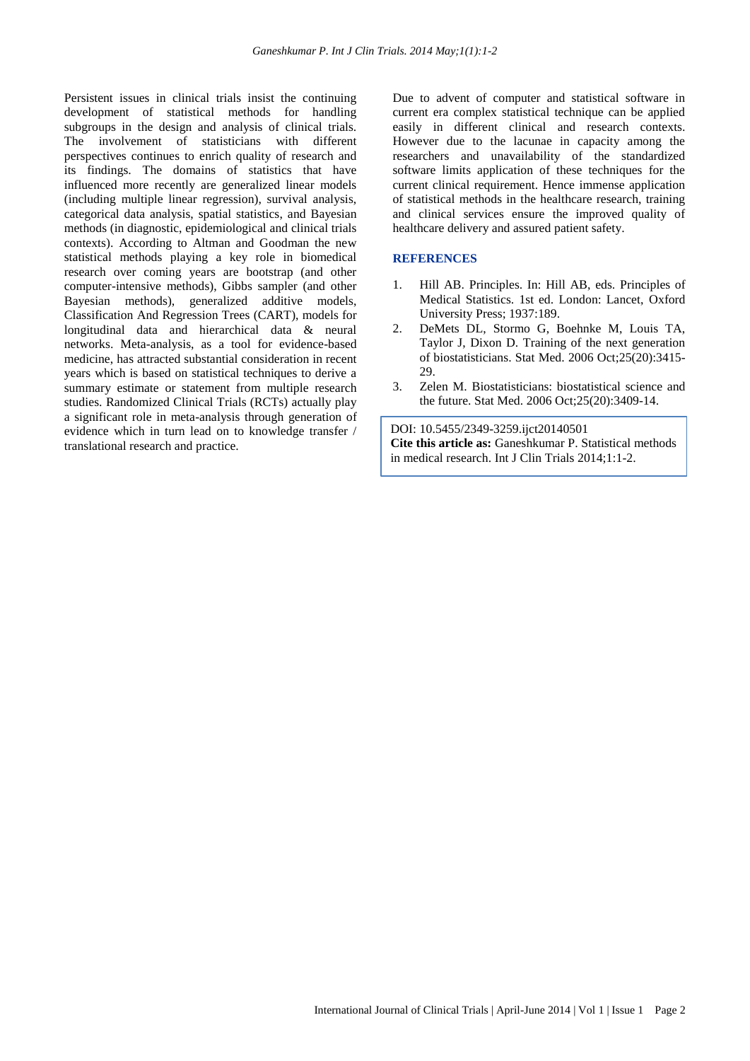Persistent issues in clinical trials insist the continuing development of statistical methods for handling subgroups in the design and analysis of clinical trials. The involvement of statisticians with different perspectives continues to enrich quality of research and its findings. The domains of statistics that have influenced more recently are generalized linear models (including multiple linear regression), survival analysis, categorical data analysis, spatial statistics, and Bayesian methods (in diagnostic, epidemiological and clinical trials contexts). According to Altman and Goodman the new statistical methods playing a key role in biomedical research over coming years are bootstrap (and other computer-intensive methods), Gibbs sampler (and other Bayesian methods), generalized additive models, Classification And Regression Trees (CART), models for longitudinal data and hierarchical data & neural networks. Meta-analysis, as a tool for evidence-based medicine, has attracted substantial consideration in recent years which is based on statistical techniques to derive a summary estimate or statement from multiple research studies. Randomized Clinical Trials (RCTs) actually play a significant role in meta-analysis through generation of evidence which in turn lead on to knowledge transfer / translational research and practice.

Due to advent of computer and statistical software in current era complex statistical technique can be applied easily in different clinical and research contexts. However due to the lacunae in capacity among the researchers and unavailability of the standardized software limits application of these techniques for the current clinical requirement. Hence immense application of statistical methods in the healthcare research, training and clinical services ensure the improved quality of healthcare delivery and assured patient safety.

## REFERENCES

1. Hill AB. Principles. In: Hill AB, eds. Principles of Medical Statistics. 1st ed. London: Lancet, Oxford University Press; 1937:189.
2. DeMets DL, Stormo G, Boehnke M, Louis TA, Taylor J, Dixon D. Training of the next generation of biostatisticians. Stat Med. 2006 Oct;25(20):3415-29.
3. Zelen M. Biostatisticians: biostatistical science and the future. Stat Med. 2006 Oct;25(20):3409-14.

DOI: 10.5455/2349-3259.ijct20140501
**Cite this article as:** Ganeshkumar P. Statistical methods in medical research. Int J Clin Trials 2014;1:1-2.